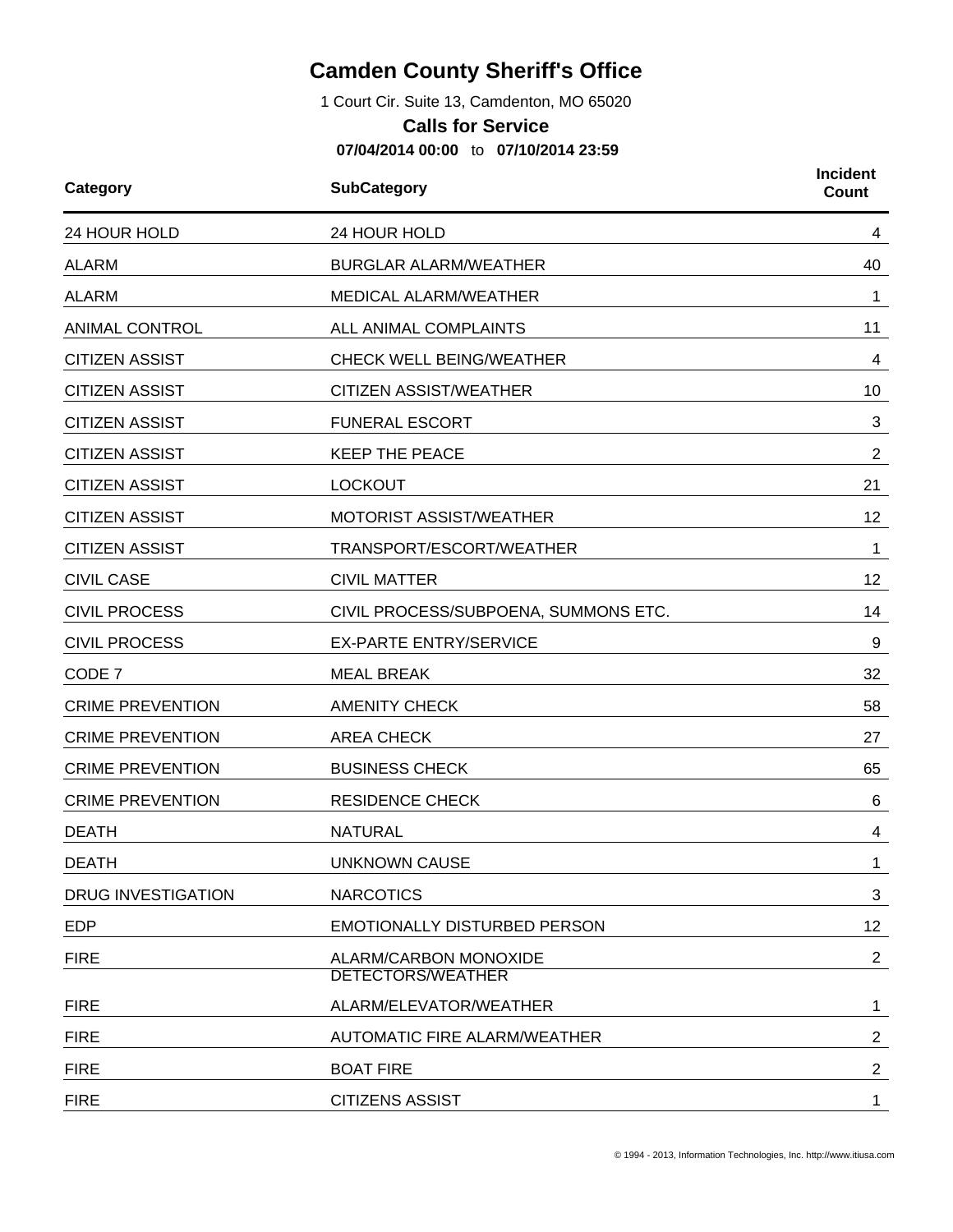# Camden County Sheriff's Office

1 Court Cir. Suite 13, Camdenton, MO 65020

## Calls for Service

**07/04/2014 00:00** to **07/10/2014 23:59**

| Category | SubCategory | Incident Count |
|---|---|---|
| 24 HOUR HOLD | 24 HOUR HOLD | 4 |
| ALARM | BURGLAR ALARM/WEATHER | 40 |
| ALARM | MEDICAL ALARM/WEATHER | 1 |
| ANIMAL CONTROL | ALL ANIMAL COMPLAINTS | 11 |
| CITIZEN ASSIST | CHECK WELL BEING/WEATHER | 4 |
| CITIZEN ASSIST | CITIZEN ASSIST/WEATHER | 10 |
| CITIZEN ASSIST | FUNERAL ESCORT | 3 |
| CITIZEN ASSIST | KEEP THE PEACE | 2 |
| CITIZEN ASSIST | LOCKOUT | 21 |
| CITIZEN ASSIST | MOTORIST ASSIST/WEATHER | 12 |
| CITIZEN ASSIST | TRANSPORT/ESCORT/WEATHER | 1 |
| CIVIL CASE | CIVIL MATTER | 12 |
| CIVIL PROCESS | CIVIL PROCESS/SUBPOENA, SUMMONS ETC. | 14 |
| CIVIL PROCESS | EX-PARTE ENTRY/SERVICE | 9 |
| CODE 7 | MEAL BREAK | 32 |
| CRIME PREVENTION | AMENITY CHECK | 58 |
| CRIME PREVENTION | AREA CHECK | 27 |
| CRIME PREVENTION | BUSINESS CHECK | 65 |
| CRIME PREVENTION | RESIDENCE CHECK | 6 |
| DEATH | NATURAL | 4 |
| DEATH | UNKNOWN CAUSE | 1 |
| DRUG INVESTIGATION | NARCOTICS | 3 |
| EDP | EMOTIONALLY DISTURBED PERSON | 12 |
| FIRE | ALARM/CARBON MONOXIDE DETECTORS/WEATHER | 2 |
| FIRE | ALARM/ELEVATOR/WEATHER | 1 |
| FIRE | AUTOMATIC FIRE ALARM/WEATHER | 2 |
| FIRE | BOAT FIRE | 2 |
| FIRE | CITIZENS ASSIST | 1 |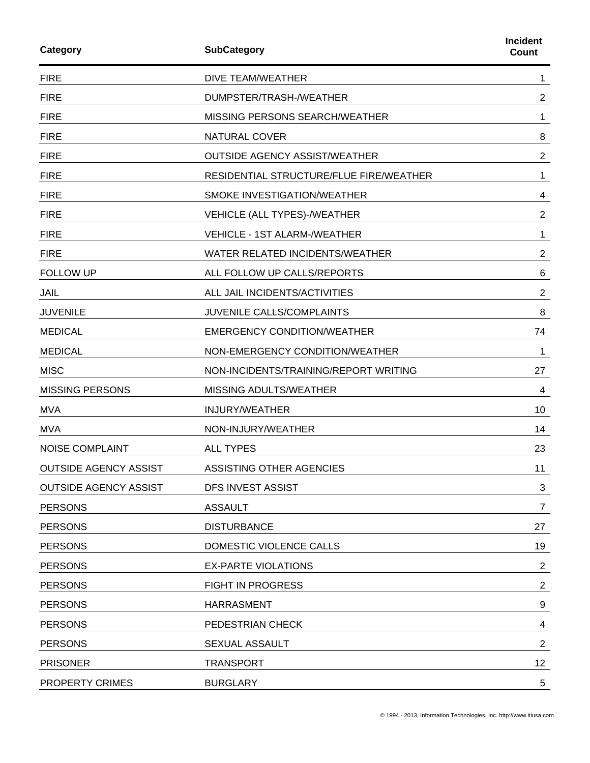| Category | SubCategory | Incident Count |
|---|---|---|
| FIRE | DIVE TEAM/WEATHER | 1 |
| FIRE | DUMPSTER/TRASH-/WEATHER | 2 |
| FIRE | MISSING PERSONS SEARCH/WEATHER | 1 |
| FIRE | NATURAL COVER | 8 |
| FIRE | OUTSIDE AGENCY ASSIST/WEATHER | 2 |
| FIRE | RESIDENTIAL STRUCTURE/FLUE FIRE/WEATHER | 1 |
| FIRE | SMOKE INVESTIGATION/WEATHER | 4 |
| FIRE | VEHICLE (ALL TYPES)-/WEATHER | 2 |
| FIRE | VEHICLE - 1ST ALARM-/WEATHER | 1 |
| FIRE | WATER RELATED INCIDENTS/WEATHER | 2 |
| FOLLOW UP | ALL FOLLOW UP CALLS/REPORTS | 6 |
| JAIL | ALL JAIL INCIDENTS/ACTIVITIES | 2 |
| JUVENILE | JUVENILE CALLS/COMPLAINTS | 8 |
| MEDICAL | EMERGENCY CONDITION/WEATHER | 74 |
| MEDICAL | NON-EMERGENCY CONDITION/WEATHER | 1 |
| MISC | NON-INCIDENTS/TRAINING/REPORT WRITING | 27 |
| MISSING PERSONS | MISSING ADULTS/WEATHER | 4 |
| MVA | INJURY/WEATHER | 10 |
| MVA | NON-INJURY/WEATHER | 14 |
| NOISE COMPLAINT | ALL TYPES | 23 |
| OUTSIDE AGENCY ASSIST | ASSISTING OTHER AGENCIES | 11 |
| OUTSIDE AGENCY ASSIST | DFS INVEST ASSIST | 3 |
| PERSONS | ASSAULT | 7 |
| PERSONS | DISTURBANCE | 27 |
| PERSONS | DOMESTIC VIOLENCE CALLS | 19 |
| PERSONS | EX-PARTE VIOLATIONS | 2 |
| PERSONS | FIGHT IN PROGRESS | 2 |
| PERSONS | HARRASMENT | 9 |
| PERSONS | PEDESTRIAN CHECK | 4 |
| PERSONS | SEXUAL ASSAULT | 2 |
| PRISONER | TRANSPORT | 12 |
| PROPERTY CRIMES | BURGLARY | 5 |

© 1994 - 2013, Information Technologies, Inc. http://www.itiusa.com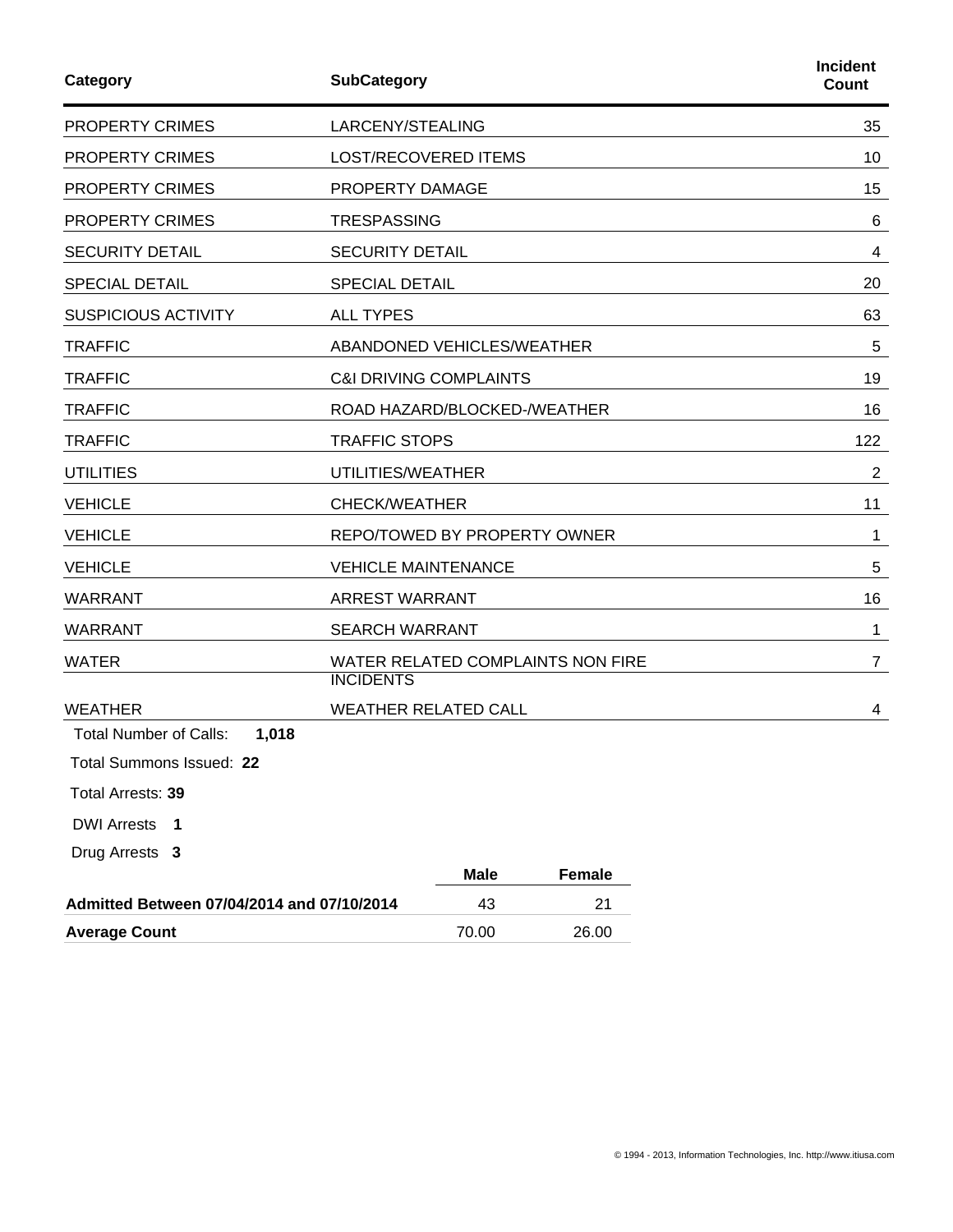| Category | SubCategory | Incident Count |
| --- | --- | --- |
| PROPERTY CRIMES | LARCENY/STEALING | 35 |
| PROPERTY CRIMES | LOST/RECOVERED ITEMS | 10 |
| PROPERTY CRIMES | PROPERTY DAMAGE | 15 |
| PROPERTY CRIMES | TRESPASSING | 6 |
| SECURITY DETAIL | SECURITY DETAIL | 4 |
| SPECIAL DETAIL | SPECIAL DETAIL | 20 |
| SUSPICIOUS ACTIVITY | ALL TYPES | 63 |
| TRAFFIC | ABANDONED VEHICLES/WEATHER | 5 |
| TRAFFIC | C&I DRIVING COMPLAINTS | 19 |
| TRAFFIC | ROAD HAZARD/BLOCKED-/WEATHER | 16 |
| TRAFFIC | TRAFFIC STOPS | 122 |
| UTILITIES | UTILITIES/WEATHER | 2 |
| VEHICLE | CHECK/WEATHER | 11 |
| VEHICLE | REPO/TOWED BY PROPERTY OWNER | 1 |
| VEHICLE | VEHICLE MAINTENANCE | 5 |
| WARRANT | ARREST WARRANT | 16 |
| WARRANT | SEARCH WARRANT | 1 |
| WATER | WATER RELATED COMPLAINTS NON FIRE INCIDENTS | 7 |
| WEATHER | WEATHER RELATED CALL | 4 |

Total Number of Calls: **1,018**

Total Summons Issued: **22**

Total Arrests: **39**

DWI Arrests **1**

Drug Arrests **3**

| | Male | Female |
| --- | --- | --- |
| **Admitted Between 07/04/2014 and 07/10/2014** | 43 | 21 |
| **Average Count** | 70.00 | 26.00 |

© 1994 - 2013, Information Technologies, Inc. http://www.itiusa.com